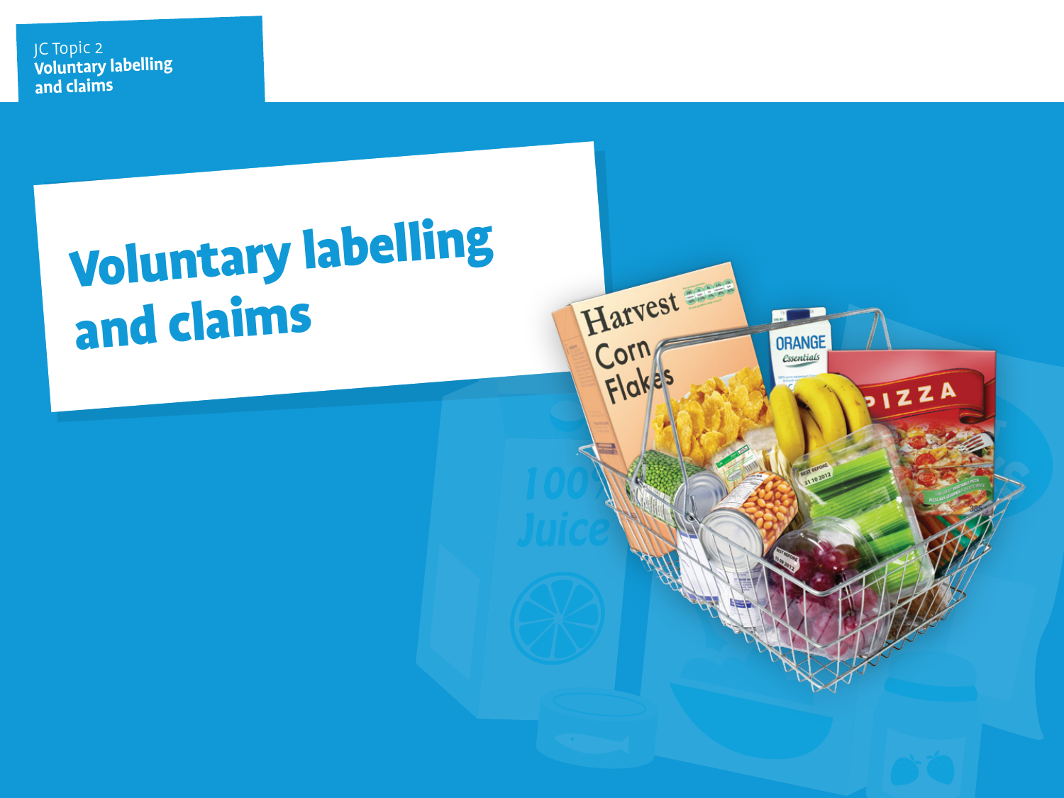JC Topic 2
**Voluntary labelling and claims**

# Voluntary labelling and claims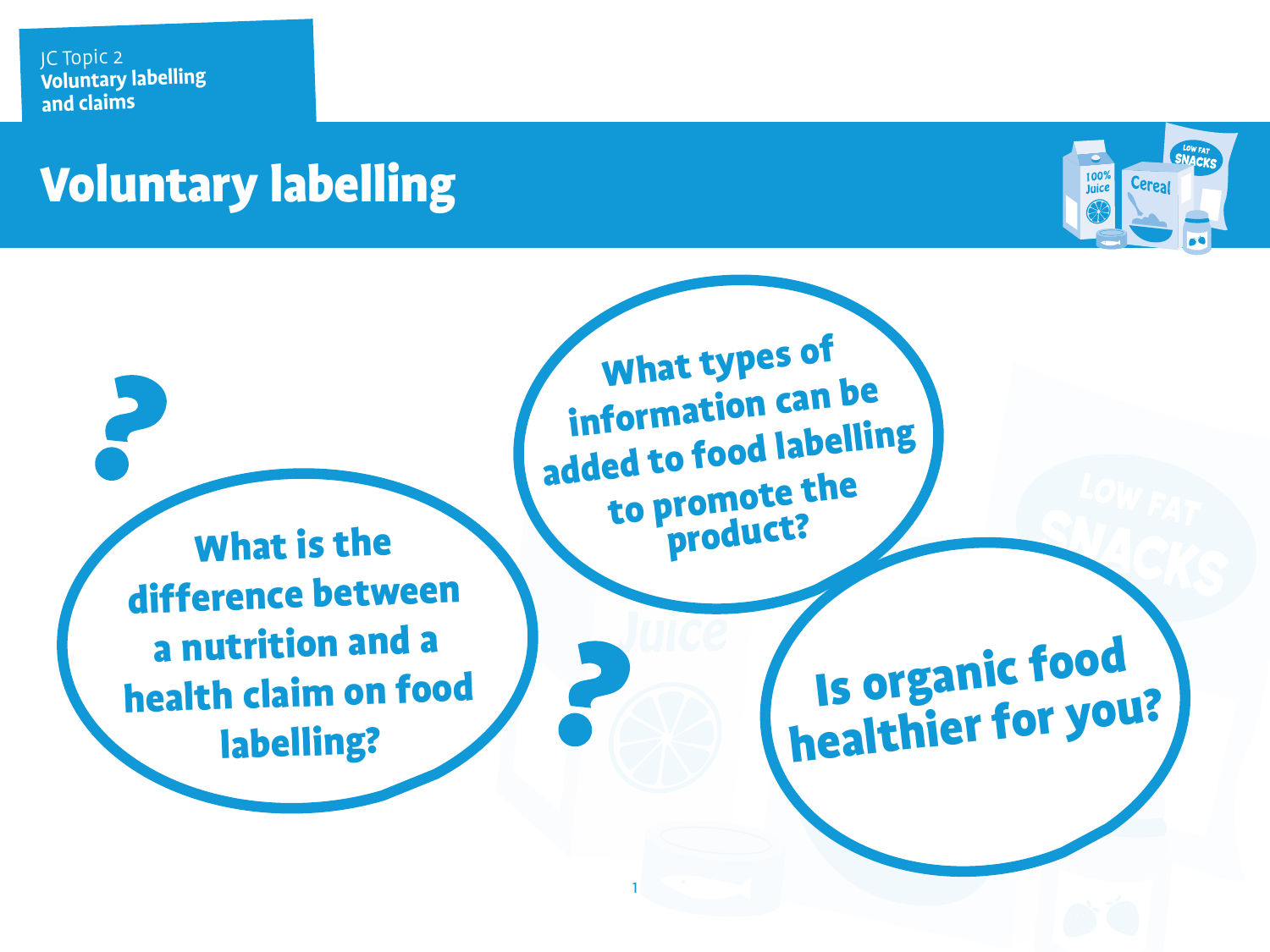JC Topic 2
**Voluntary labelling and claims**

# Voluntary labelling

What types of information can be added to food labelling to promote the product?

What is the difference between a nutrition and a health claim on food labelling?

Is organic food healthier for you?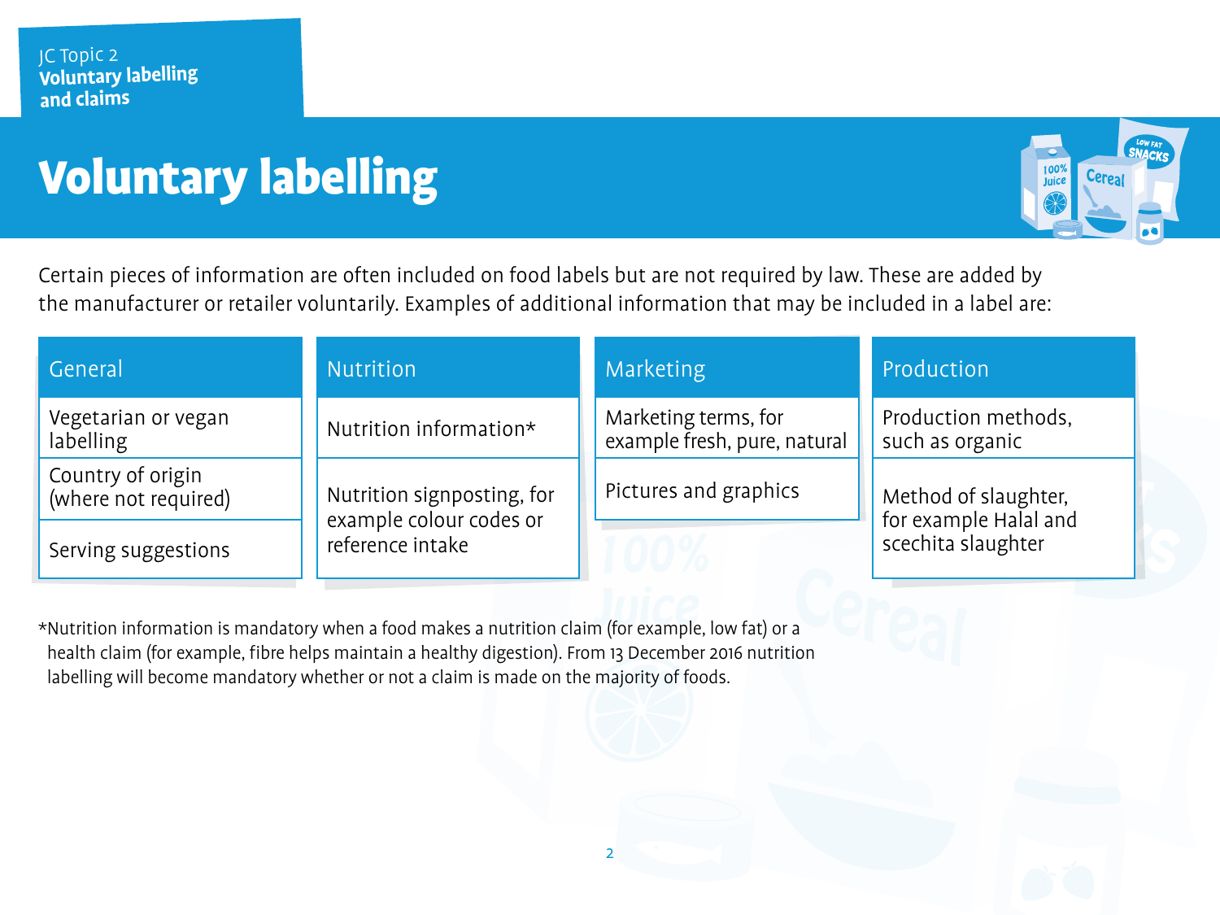JC Topic 2
**Voluntary labelling and claims**

# Voluntary labelling

Certain pieces of information are often included on food labels but are not required by law. These are added by the manufacturer or retailer voluntarily. Examples of additional information that may be included in a label are:

| General | Nutrition | Marketing | Production |
|---|---|---|---|
| Vegetarian or vegan labelling | Nutrition information* | Marketing terms, for example fresh, pure, natural | Production methods, such as organic |
| Country of origin (where not required) | Nutrition signposting, for example colour codes or reference intake | Pictures and graphics | Method of slaughter, for example Halal and scechita slaughter |
| Serving suggestions | | | |

*Nutrition information is mandatory when a food makes a nutrition claim (for example, low fat) or a health claim (for example, fibre helps maintain a healthy digestion). From 13 December 2016 nutrition labelling will become mandatory whether or not a claim is made on the majority of foods.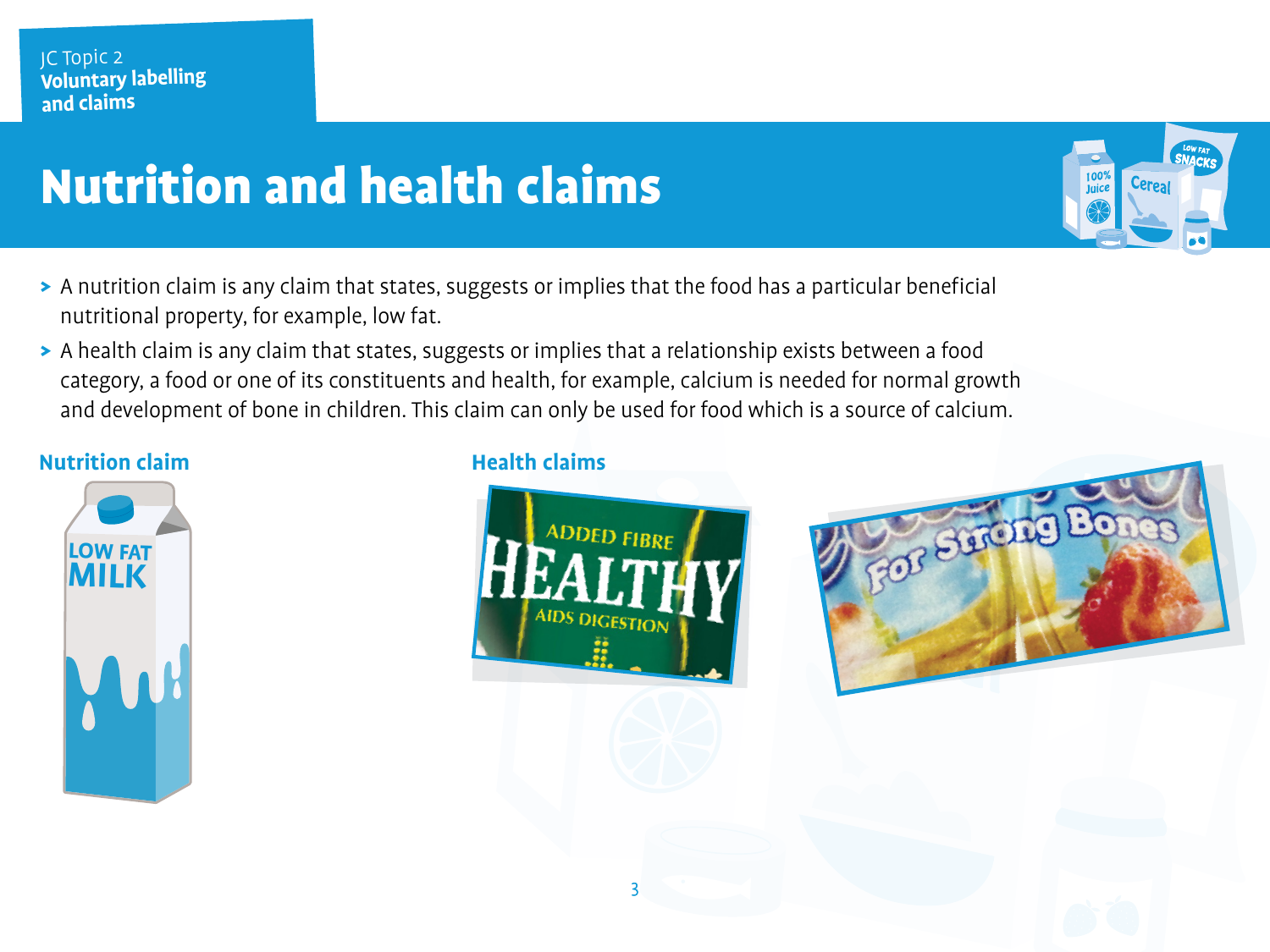JC Topic 2
**Voluntary labelling and claims**

# Nutrition and health claims

- A nutrition claim is any claim that states, suggests or implies that the food has a particular beneficial nutritional property, for example, low fat.
- A health claim is any claim that states, suggests or implies that a relationship exists between a food category, a food or one of its constituents and health, for example, calcium is needed for normal growth and development of bone in children. This claim can only be used for food which is a source of calcium.

### Nutrition claim

LOW FAT MILK

### Health claims

ADDED FIBRE
HEALTHY
AIDS DIGESTION

For Strong Bones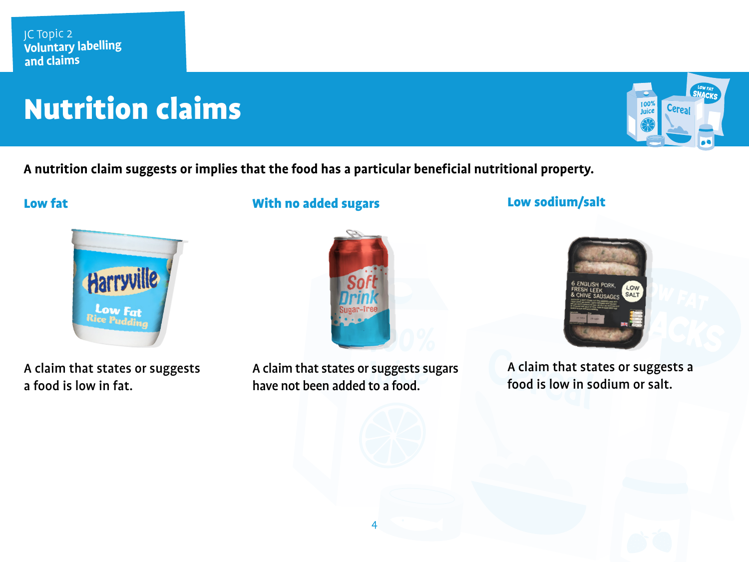JC Topic 2
**Voluntary labelling and claims**

# Nutrition claims

**A nutrition claim suggests or implies that the food has a particular beneficial nutritional property.**

### Low fat

A claim that states or suggests a food is low in fat.

### With no added sugars

A claim that states or suggests sugars have not been added to a food.

### Low sodium/salt

A claim that states or suggests a food is low in sodium or salt.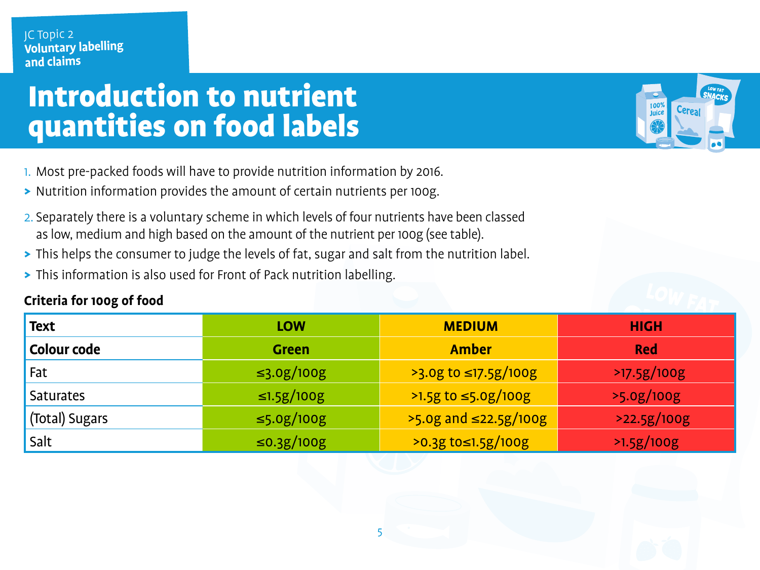JC Topic 2
**Voluntary labelling and claims**

# Introduction to nutrient quantities on food labels

1. Most pre-packed foods will have to provide nutrition information by 2016.
   - Nutrition information provides the amount of certain nutrients per 100g.
2. Separately there is a voluntary scheme in which levels of four nutrients have been classed as low, medium and high based on the amount of the nutrient per 100g (see table).
   - This helps the consumer to judge the levels of fat, sugar and salt from the nutrition label.
   - This information is also used for Front of Pack nutrition labelling.

**Criteria for 100g of food**

| Text | LOW | MEDIUM | HIGH |
|---|---|---|---|
| **Colour code** | **Green** | **Amber** | **Red** |
| Fat | ≤3.0g/100g | >3.0g to ≤17.5g/100g | >17.5g/100g |
| Saturates | ≤1.5g/100g | >1.5g to ≤5.0g/100g | >5.0g/100g |
| (Total) Sugars | ≤5.0g/100g | >5.0g and ≤22.5g/100g | >22.5g/100g |
| Salt | ≤0.3g/100g | >0.3g to≤1.5g/100g | >1.5g/100g |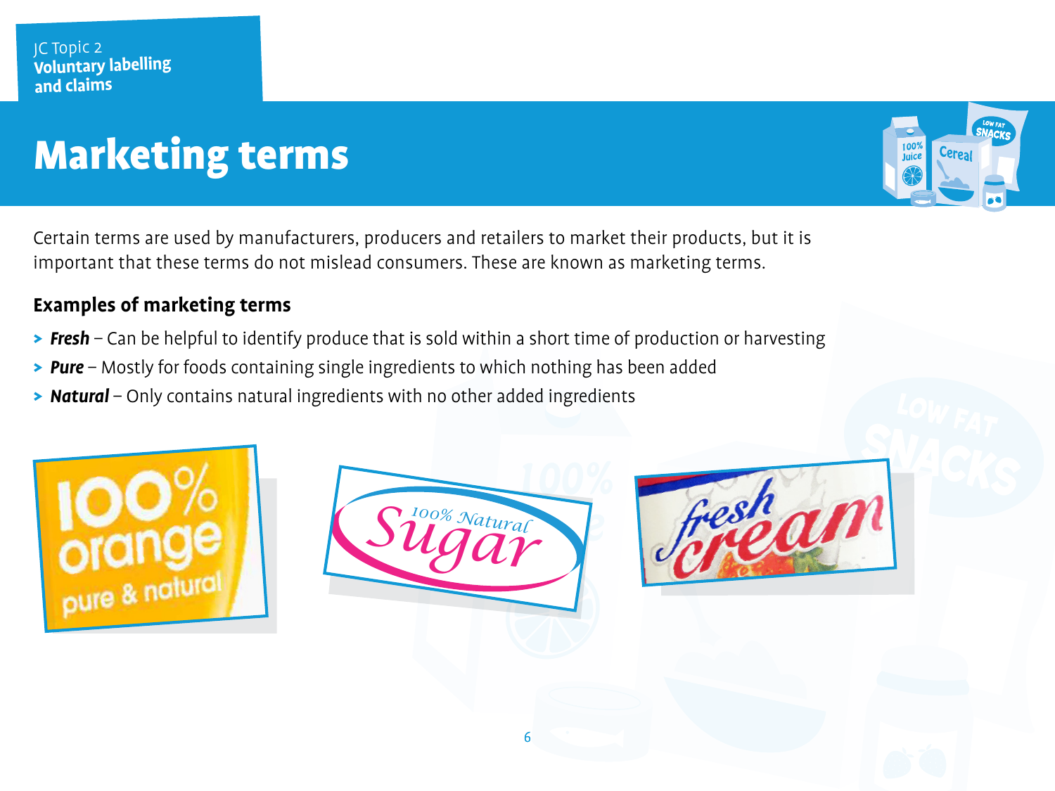JC Topic 2
**Voluntary labelling and claims**

# Marketing terms

Certain terms are used by manufacturers, producers and retailers to market their products, but it is important that these terms do not mislead consumers. These are known as marketing terms.

## Examples of marketing terms

- ***Fresh*** – Can be helpful to identify produce that is sold within a short time of production or harvesting
- ***Pure*** – Mostly for foods containing single ingredients to which nothing has been added
- ***Natural*** – Only contains natural ingredients with no other added ingredients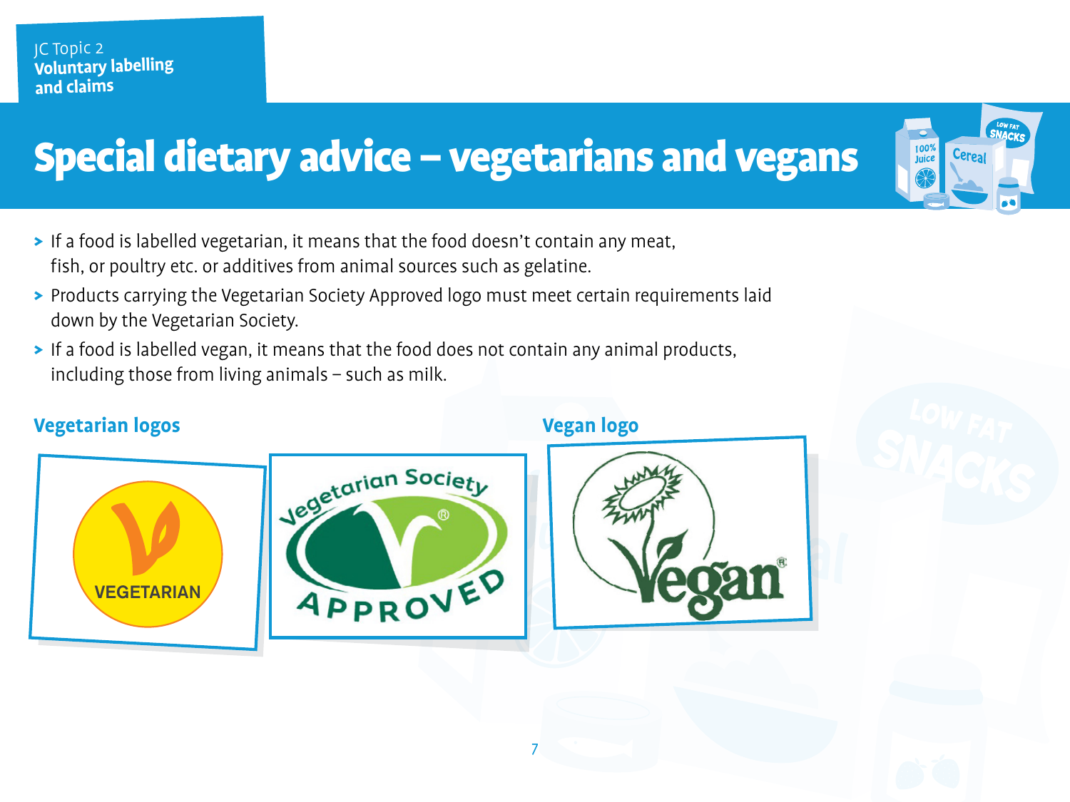JC Topic 2
**Voluntary labelling and claims**

# Special dietary advice – vegetarians and vegans

- If a food is labelled vegetarian, it means that the food doesn't contain any meat, fish, or poultry etc. or additives from animal sources such as gelatine.
- Products carrying the Vegetarian Society Approved logo must meet certain requirements laid down by the Vegetarian Society.
- If a food is labelled vegan, it means that the food does not contain any animal products, including those from living animals – such as milk.

## Vegetarian logos

## Vegan logo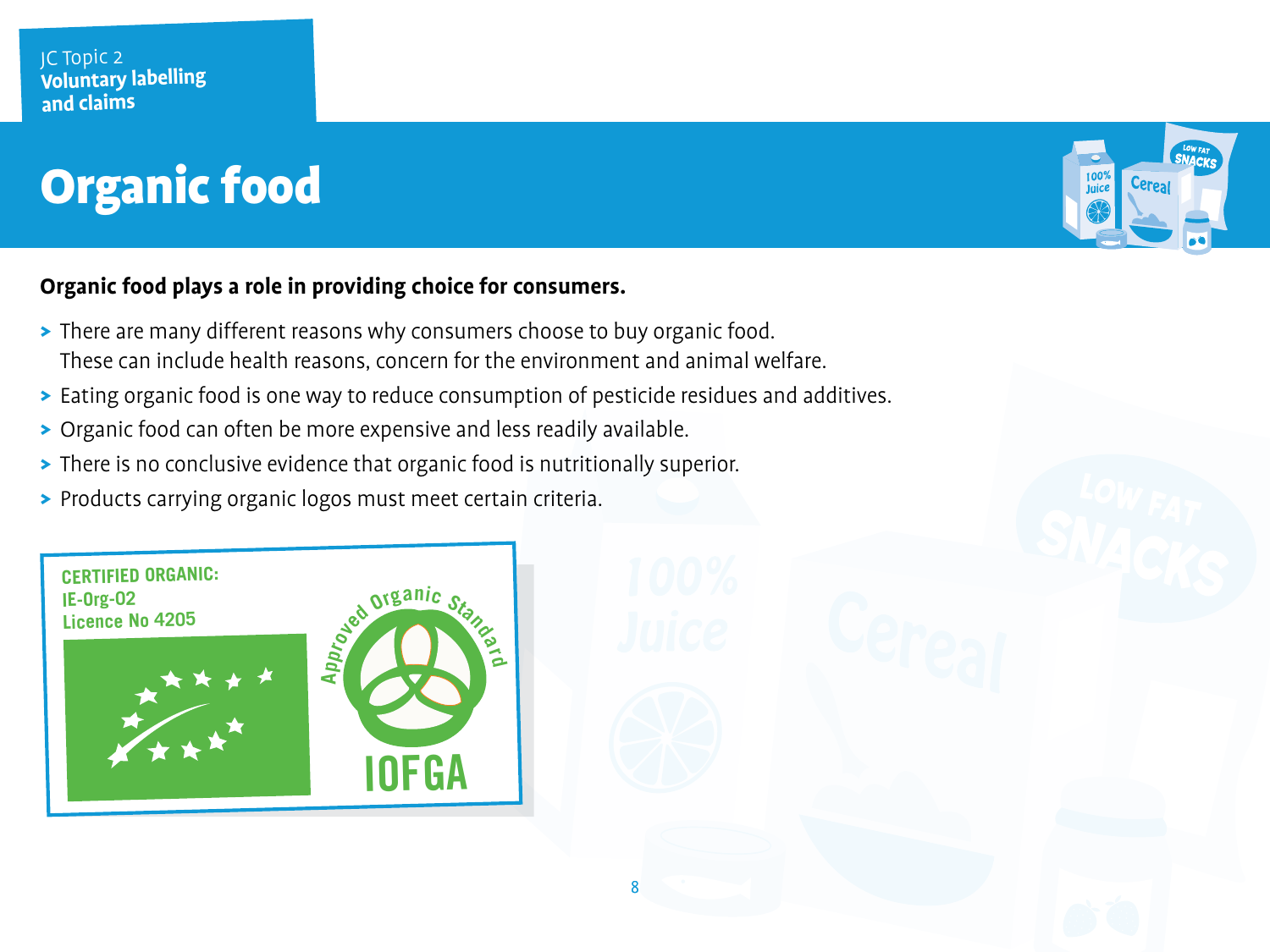JC Topic 2
**Voluntary labelling and claims**

# Organic food

**Organic food plays a role in providing choice for consumers.**

- There are many different reasons why consumers choose to buy organic food. These can include health reasons, concern for the environment and animal welfare.
- Eating organic food is one way to reduce consumption of pesticide residues and additives.
- Organic food can often be more expensive and less readily available.
- There is no conclusive evidence that organic food is nutritionally superior.
- Products carrying organic logos must meet certain criteria.

CERTIFIED ORGANIC:
IE-Org-02
Licence No 4205

Approved Organic Standard
IOFGA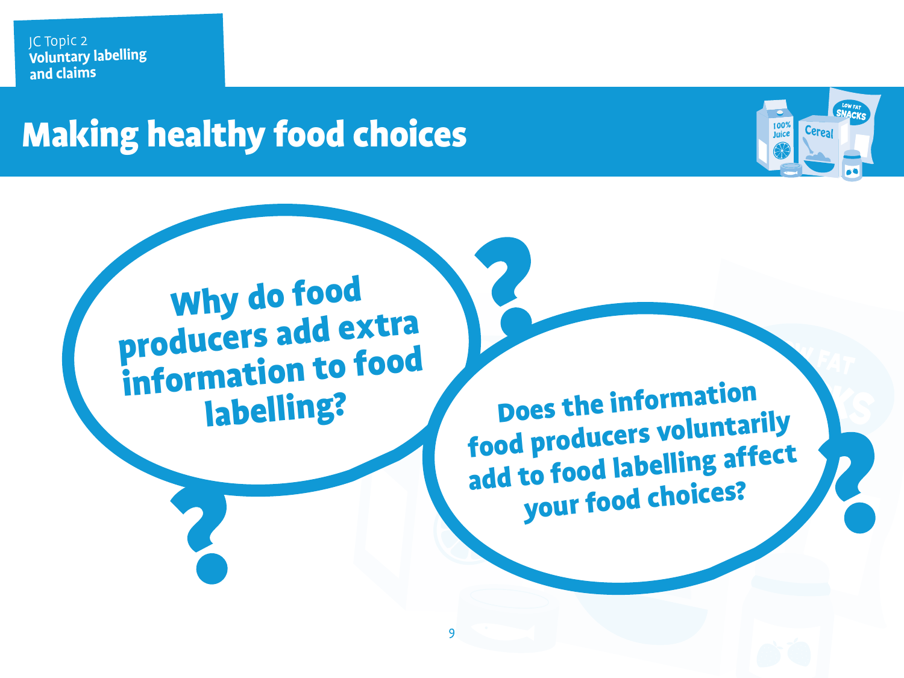JC Topic 2
**Voluntary labelling and claims**

# Making healthy food choices

**Why do food producers add extra information to food labelling?**

**Does the information food producers voluntarily add to food labelling affect your food choices?**